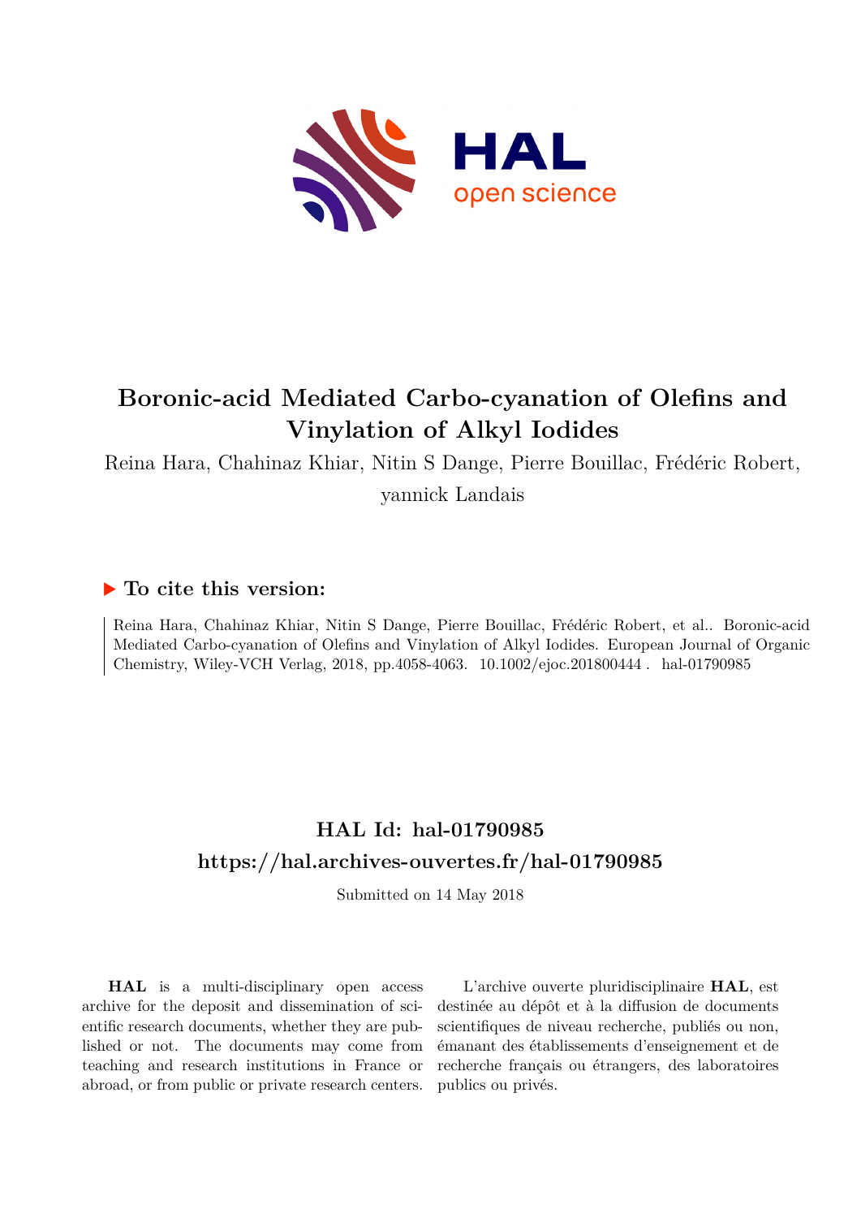# Boronic-acid Mediated Carbo-cyanation of Olefins and Vinylation of Alkyl Iodides

Reina Hara, Chahinaz Khiar, Nitin S Dange, Pierre Bouillac, Frédéric Robert, yannick Landais

## ▶ To cite this version:

Reina Hara, Chahinaz Khiar, Nitin S Dange, Pierre Bouillac, Frédéric Robert, et al.. Boronic-acid Mediated Carbo-cyanation of Olefins and Vinylation of Alkyl Iodides. European Journal of Organic Chemistry, Wiley-VCH Verlag, 2018, pp.4058-4063. 10.1002/ejoc.201800444 . hal-01790985

## HAL Id: hal-01790985

## https://hal.archives-ouvertes.fr/hal-01790985

Submitted on 14 May 2018

**HAL** is a multi-disciplinary open access archive for the deposit and dissemination of scientific research documents, whether they are published or not. The documents may come from teaching and research institutions in France or abroad, or from public or private research centers.

L'archive ouverte pluridisciplinaire **HAL**, est destinée au dépôt et à la diffusion de documents scientifiques de niveau recherche, publiés ou non, émanant des établissements d'enseignement et de recherche français ou étrangers, des laboratoires publics ou privés.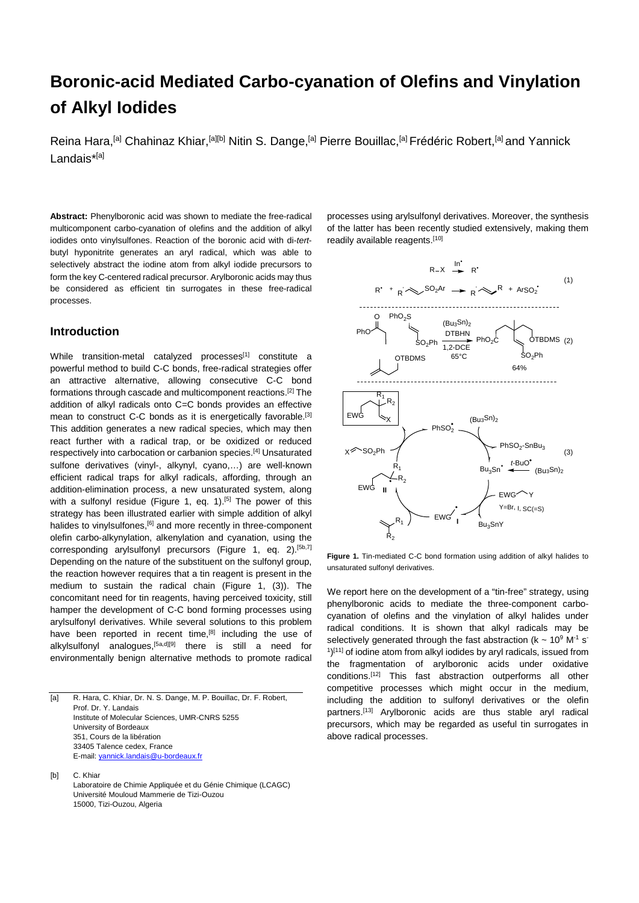# Boronic-acid Mediated Carbo-cyanation of Olefins and Vinylation of Alkyl Iodides

Reina Hara,[a] Chahinaz Khiar,[a][b] Nitin S. Dange,[a] Pierre Bouillac,[a] Frédéric Robert,[a] and Yannick Landais*[a]

**Abstract:** Phenylboronic acid was shown to mediate the free-radical multicomponent carbo-cyanation of olefins and the addition of alkyl iodides onto vinylsulfones. Reaction of the boronic acid with di-*tert*-butyl hyponitrite generates an aryl radical, which was able to selectively abstract the iodine atom from alkyl iodide precursors to form the key C-centered radical precursor. Arylboronic acids may thus be considered as efficient tin surrogates in these free-radical processes.

## Introduction

While transition-metal catalyzed processes[1] constitute a powerful method to build C-C bonds, free-radical strategies offer an attractive alternative, allowing consecutive C-C bond formations through cascade and multicomponent reactions.[2] The addition of alkyl radicals onto C=C bonds provides an effective mean to construct C-C bonds as it is energetically favorable.[3] This addition generates a new radical species, which may then react further with a radical trap, or be oxidized or reduced respectively into carbocation or carbanion species.[4] Unsaturated sulfone derivatives (vinyl-, alkynyl, cyano,…) are well-known efficient radical traps for alkyl radicals, affording, through an addition-elimination process, a new unsaturated system, along with a sulfonyl residue (Figure 1, eq. 1).[5] The power of this strategy has been illustrated earlier with simple addition of alkyl halides to vinylsulfones,[6] and more recently in three-component olefin carbo-alkynylation, alkenylation and cyanation, using the corresponding arylsulfonyl precursors (Figure 1, eq. 2).[5b,7] Depending on the nature of the substituent on the sulfonyl group, the reaction however requires that a tin reagent is present in the medium to sustain the radical chain (Figure 1, (3)). The concomitant need for tin reagents, having perceived toxicity, still hamper the development of C-C bond forming processes using arylsulfonyl derivatives. While several solutions to this problem have been reported in recent time,[8] including the use of alkylsulfonyl analogues,[5a,d][9] there is still a need for environmentally benign alternative methods to promote radical processes using arylsulfonyl derivatives. Moreover, the synthesis of the latter has been recently studied extensively, making them readily available reagents.[10]

**Figure 1.** Tin-mediated C-C bond formation using addition of alkyl halides to unsaturated sulfonyl derivatives.

We report here on the development of a "tin-free" strategy, using phenylboronic acids to mediate the three-component carbo-cyanation of olefins and the vinylation of alkyl halides under radical conditions. It is shown that alkyl radicals may be selectively generated through the fast abstraction ($k \sim 10^9\ M^{-1}\ s^{-1}$)[11] of iodine atom from alkyl iodides by aryl radicals, issued from the fragmentation of arylboronic acids under oxidative conditions.[12] This fast abstraction outperforms all other competitive processes which might occur in the medium, including the addition to sulfonyl derivatives or the olefin partners.[13] Arylboronic acids are thus stable aryl radical precursors, which may be regarded as useful tin surrogates in above radical processes.

[a] R. Hara, C. Khiar, Dr. N. S. Dange, M. P. Bouillac, Dr. F. Robert, Prof. Dr. Y. Landais
Institute of Molecular Sciences, UMR-CNRS 5255
University of Bordeaux
351, Cours de la libération
33405 Talence cedex, France
E-mail: yannick.landais@u-bordeaux.fr

[b] C. Khiar
Laboratoire de Chimie Appliquée et du Génie Chimique (LCAGC)
Université Mouloud Mammerie de Tizi-Ouzou
15000, Tizi-Ouzou, Algeria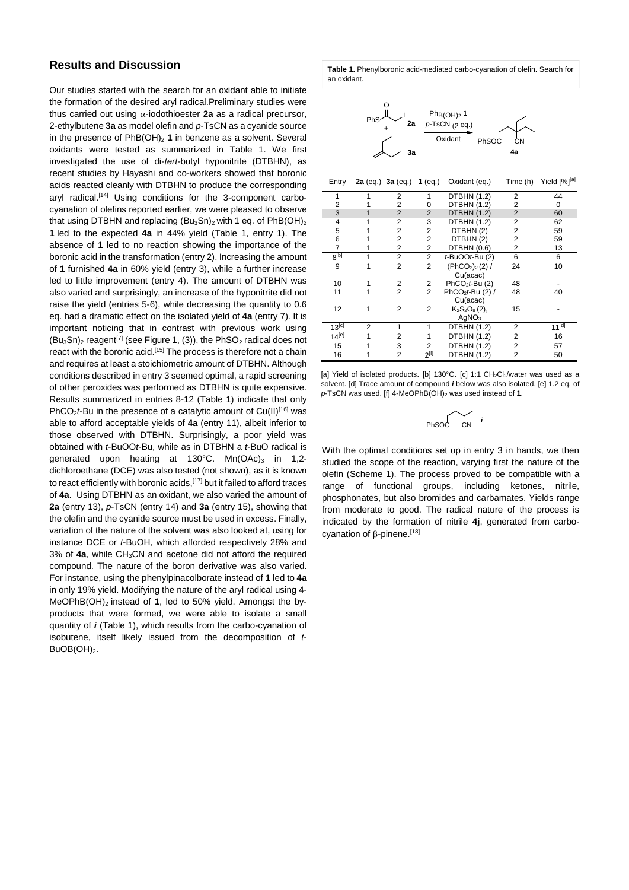## Results and Discussion

Our studies started with the search for an oxidant able to initiate the formation of the desired aryl radical. Preliminary studies were thus carried out using α-iodothioester **2a** as a radical precursor, 2-ethylbutene **3a** as model olefin and *p*-TsCN as a cyanide source in the presence of $PhB(OH)_2$ **1** in benzene as a solvent. Several oxidants were tested as summarized in Table 1. We first investigated the use of di-*tert*-butyl hyponitrite (DTBHN), as recent studies by Hayashi and co-workers showed that boronic acids reacted cleanly with DTBHN to produce the corresponding aryl radical.[14] Using conditions for the 3-component carbo-cyanation of olefins reported earlier, we were pleased to observe that using DTBHN and replacing $(Bu_3Sn)_2$ with 1 eq. of $PhB(OH)_2$ **1** led to the expected **4a** in 44% yield (Table 1, entry 1). The absence of **1** led to no reaction showing the importance of the boronic acid in the transformation (entry 2). Increasing the amount of **1** furnished **4a** in 60% yield (entry 3), while a further increase led to little improvement (entry 4). The amount of DTBHN was also varied and surprisingly, an increase of the hyponitrite did not raise the yield (entries 5-6), while decreasing the quantity to 0.6 eq. had a dramatic effect on the isolated yield of **4a** (entry 7). It is important noticing that in contrast with previous work using $(Bu_3Sn)_2$ reagent[7] (see Figure 1, (3)), the $PhSO_2$ radical does not react with the boronic acid.[15] The process is therefore not a chain and requires at least a stoichiometric amount of DTBHN. Although conditions described in entry 3 seemed optimal, a rapid screening of other peroxides was performed as DTBHN is quite expensive. Results summarized in entries 8-12 (Table 1) indicate that only $PhCO_2t$-Bu in the presence of a catalytic amount of Cu(II)[16] was able to afford acceptable yields of **4a** (entry 11), albeit inferior to those observed with DTBHN. Surprisingly, a poor yield was obtained with *t*-BuOO*t*-Bu, while as in DTBHN a *t*-BuO radical is generated upon heating at 130°C. $Mn(OAc)_3$ in 1,2-dichloroethane (DCE) was also tested (not shown), as it is known to react efficiently with boronic acids,[17] but it failed to afford traces of **4a**. Using DTBHN as an oxidant, we also varied the amount of **2a** (entry 13), *p*-TsCN (entry 14) and **3a** (entry 15), showing that the olefin and the cyanide source must be used in excess. Finally, variation of the nature of the solvent was also looked at, using for instance DCE or *t*-BuOH, which afforded respectively 28% and 3% of **4a**, while $CH_3CN$ and acetone did not afford the required compound. The nature of the boron derivative was also varied. For instance, using the phenylpinacolborate instead of **1** led to **4a** in only 19% yield. Modifying the nature of the aryl radical using 4-$MeOPhB(OH)_2$ instead of **1**, led to 50% yield. Amongst the by-products that were formed, we were able to isolate a small quantity of ***i*** (Table 1), which results from the carbo-cyanation of isobutene, itself likely issued from the decomposition of *t*-$BuOB(OH)_2$.

**Table 1.** Phenylboronic acid-mediated carbo-cyanation of olefin. Search for an oxidant.

PhS(C=O)CH2I **2a** + **3a** → $PhB(OH)_2$ **1**, *p*-TsCN (2 eq.), Oxidant → PhSOC ... CN **4a**

| Entry | **2a** (eq.) | **3a** (eq.) | **1** (eq.) | Oxidant (eq.) | Time (h) | Yield [%][a] |
|---|---|---|---|---|---|---|
| 1 | 1 | 2 | 1 | DTBHN (1.2) | 2 | 44 |
| 2 | 1 | 2 | 0 | DTBHN (1.2) | 2 | 0 |
| 3 | 1 | 2 | 2 | DTBHN (1.2) | 2 | 60 |
| 4 | 1 | 2 | 3 | DTBHN (1.2) | 2 | 62 |
| 5 | 1 | 2 | 2 | DTBHN (2) | 2 | 59 |
| 6 | 1 | 2 | 2 | DTBHN (2) | 2 | 59 |
| 7 | 1 | 2 | 2 | DTBHN (0.6) | 2 | 13 |
| 8[b] | 1 | 2 | 2 | *t*-BuOO*t*-Bu (2) | 6 | 6 |
| 9 | 1 | 2 | 2 | $(PhCO_2)_2$ (2) / Cu(acac) | 24 | 10 |
| 10 | 1 | 2 | 2 | $PhCO_2t$-Bu (2) | 48 | - |
| 11 | 1 | 2 | 2 | $PhCO_2t$-Bu (2) / Cu(acac) | 48 | 40 |
| 12 | 1 | 2 | 2 | $K_2S_2O_8$ (2), $AgNO_3$ | 15 | - |
| 13[c] | 2 | 1 | 1 | DTBHN (1.2) | 2 | 11[d] |
| 14[e] | 1 | 2 | 1 | DTBHN (1.2) | 2 | 16 |
| 15 | 1 | 3 | 2 | DTBHN (1.2) | 2 | 57 |
| 16 | 1 | 2 | 2[f] | DTBHN (1.2) | 2 | 50 |

[a] Yield of isolated products. [b] 130°C. [c] 1:1 $CH_2Cl_2$/water was used as a solvent. [d] Trace amount of compound ***i*** below was also isolated. [e] 1.2 eq. of *p*-TsCN was used. [f] 4-$MeOPhB(OH)_2$ was used instead of **1**.

PhSOC ... CN ***i***

With the optimal conditions set up in entry 3 in hands, we then studied the scope of the reaction, varying first the nature of the olefin (Scheme 1). The process proved to be compatible with a range of functional groups, including ketones, nitrile, phosphonates, but also bromides and carbamates. Yields range from moderate to good. The radical nature of the process is indicated by the formation of nitrile **4j**, generated from carbo-cyanation of β-pinene.[18]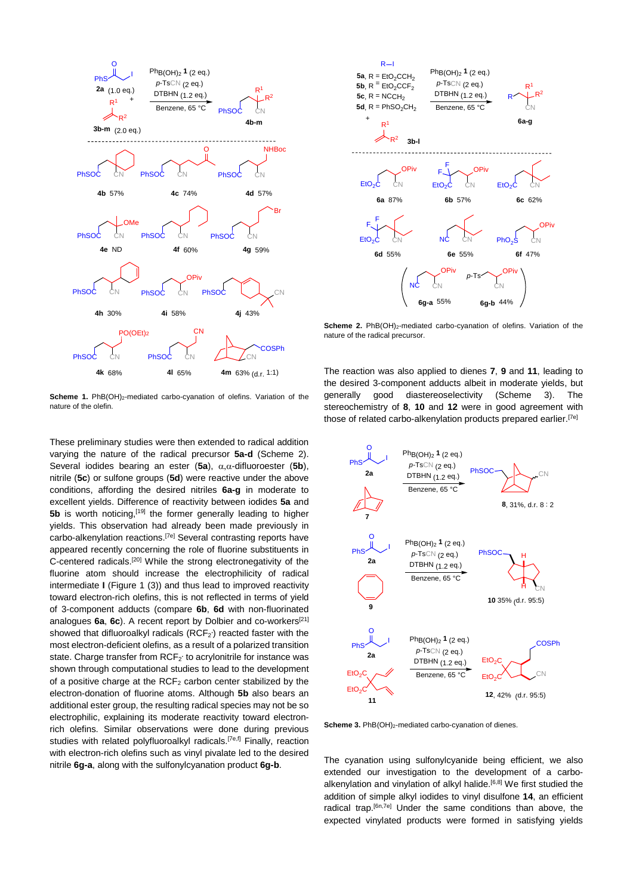Scheme 1. PhB(OH)$_2$-mediated carbo-cyanation of olefins. Variation of the nature of the olefin.

These preliminary studies were then extended to radical addition varying the nature of the radical precursor **5a-d** (Scheme 2). Several iodides bearing an ester (**5a**), α,α-difluoroester (**5b**), nitrile (**5c**) or sulfone groups (**5d**) were reactive under the above conditions, affording the desired nitriles **6a-g** in moderate to excellent yields. Difference of reactivity between iodides **5a** and **5b** is worth noticing,[19] the former generally leading to higher yields. This observation had already been made previously in carbo-alkenylation reactions.[7e] Several contrasting reports have appeared recently concerning the role of fluorine substituents in C-centered radicals.[20] While the strong electronegativity of the fluorine atom should increase the electrophilicity of radical intermediate **I** (Figure 1 (3)) and thus lead to improved reactivity toward electron-rich olefins, this is not reflected in terms of yield of 3-component adducts (compare **6b**, **6d** with non-fluorinated analogues **6a**, **6c**). A recent report by Dolbier and co-workers[21] showed that difluoroalkyl radicals (RCF$_2$·) reacted faster with the most electron-deficient olefins, as a result of a polarized transition state. Charge transfer from RCF$_2$· to acrylonitrile for instance was shown through computational studies to lead to the development of a positive charge at the RCF$_2$ carbon center stabilized by the electron-donation of fluorine atoms. Although **5b** also bears an additional ester group, the resulting radical species may not be so electrophilic, explaining its moderate reactivity toward electron-rich olefins. Similar observations were done during previous studies with related polyfluoroalkyl radicals.[7e,f] Finally, reaction with electron-rich olefins such as vinyl pivalate led to the desired nitrile **6g-a**, along with the sulfonylcyanation product **6g-b**.

Scheme 2. PhB(OH)$_2$-mediated carbo-cyanation of olefins. Variation of the nature of the radical precursor.

The reaction was also applied to dienes **7**, **9** and **11**, leading to the desired 3-component adducts albeit in moderate yields, but generally good diastereoselectivity (Scheme 3). The stereochemistry of **8**, **10** and **12** were in good agreement with those of related carbo-alkenylation products prepared earlier.[7e]

Scheme 3. PhB(OH)$_2$-mediated carbo-cyanation of dienes.

The cyanation using sulfonylcyanide being efficient, we also extended our investigation to the development of a carbo-alkenylation and vinylation of alkyl halide.[6,8] We first studied the addition of simple alkyl iodides to vinyl disulfone **14**, an efficient radical trap.[6n,7e] Under the same conditions than above, the expected vinylated products were formed in satisfying yields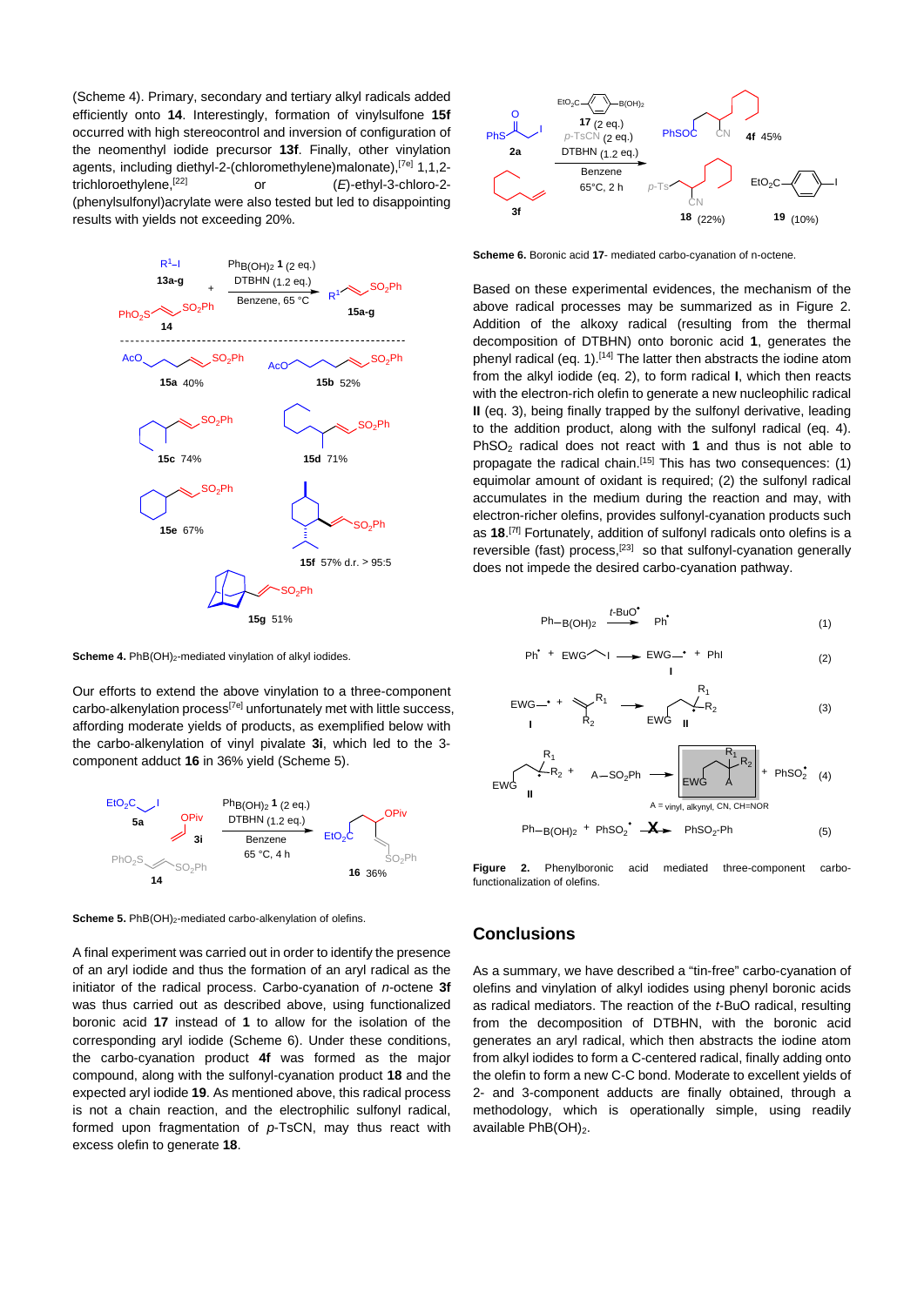(Scheme 4). Primary, secondary and tertiary alkyl radicals added efficiently onto **14**. Interestingly, formation of vinylsulfone **15f** occurred with high stereocontrol and inversion of configuration of the neomenthyl iodide precursor **13f**. Finally, other vinylation agents, including diethyl-2-(chloromethylene)malonate,[7e] 1,1,2-trichloroethylene,[22] or (*E*)-ethyl-3-chloro-2-(phenylsulfonyl)acrylate were also tested but led to disappointing results with yields not exceeding 20%.

**Scheme 4.** $PhB(OH)_2$-mediated vinylation of alkyl iodides.

Our efforts to extend the above vinylation to a three-component carbo-alkenylation process[7e] unfortunately met with little success, affording moderate yields of products, as exemplified below with the carbo-alkenylation of vinyl pivalate **3i**, which led to the 3-component adduct **16** in 36% yield (Scheme 5).

**Scheme 5.** $PhB(OH)_2$-mediated carbo-alkenylation of olefins.

A final experiment was carried out in order to identify the presence of an aryl iodide and thus the formation of an aryl radical as the initiator of the radical process. Carbo-cyanation of *n*-octene **3f** was thus carried out as described above, using functionalized boronic acid **17** instead of **1** to allow for the isolation of the corresponding aryl iodide (Scheme 6). Under these conditions, the carbo-cyanation product **4f** was formed as the major compound, along with the sulfonyl-cyanation product **18** and the expected aryl iodide **19**. As mentioned above, this radical process is not a chain reaction, and the electrophilic sulfonyl radical, formed upon fragmentation of *p*-TsCN, may thus react with excess olefin to generate **18**.

**Scheme 6.** Boronic acid **17**- mediated carbo-cyanation of n-octene.

Based on these experimental evidences, the mechanism of the above radical processes may be summarized as in Figure 2. Addition of the alkoxy radical (resulting from the thermal decomposition of DTBHN) onto boronic acid **1**, generates the phenyl radical (eq. 1).[14] The latter then abstracts the iodine atom from the alkyl iodide (eq. 2), to form radical **I**, which then reacts with the electron-rich olefin to generate a new nucleophilic radical **II** (eq. 3), being finally trapped by the sulfonyl derivative, leading to the addition product, along with the sulfonyl radical (eq. 4). $PhSO_2$ radical does not react with **1** and thus is not able to propagate the radical chain.[15] This has two consequences: (1) equimolar amount of oxidant is required; (2) the sulfonyl radical accumulates in the medium during the reaction and may, with electron-richer olefins, provides sulfonyl-cyanation products such as **18**.[7f] Fortunately, addition of sulfonyl radicals onto olefins is a reversible (fast) process,[23] so that sulfonyl-cyanation generally does not impede the desired carbo-cyanation pathway.

**Figure 2.** Phenylboronic acid mediated three-component carbo-functionalization of olefins.

## Conclusions

As a summary, we have described a "tin-free" carbo-cyanation of olefins and vinylation of alkyl iodides using phenyl boronic acids as radical mediators. The reaction of the *t*-BuO radical, resulting from the decomposition of DTBHN, with the boronic acid generates an aryl radical, which then abstracts the iodine atom from alkyl iodides to form a C-centered radical, finally adding onto the olefin to form a new C-C bond. Moderate to excellent yields of 2- and 3-component adducts are finally obtained, through a methodology, which is operationally simple, using readily available $PhB(OH)_2$.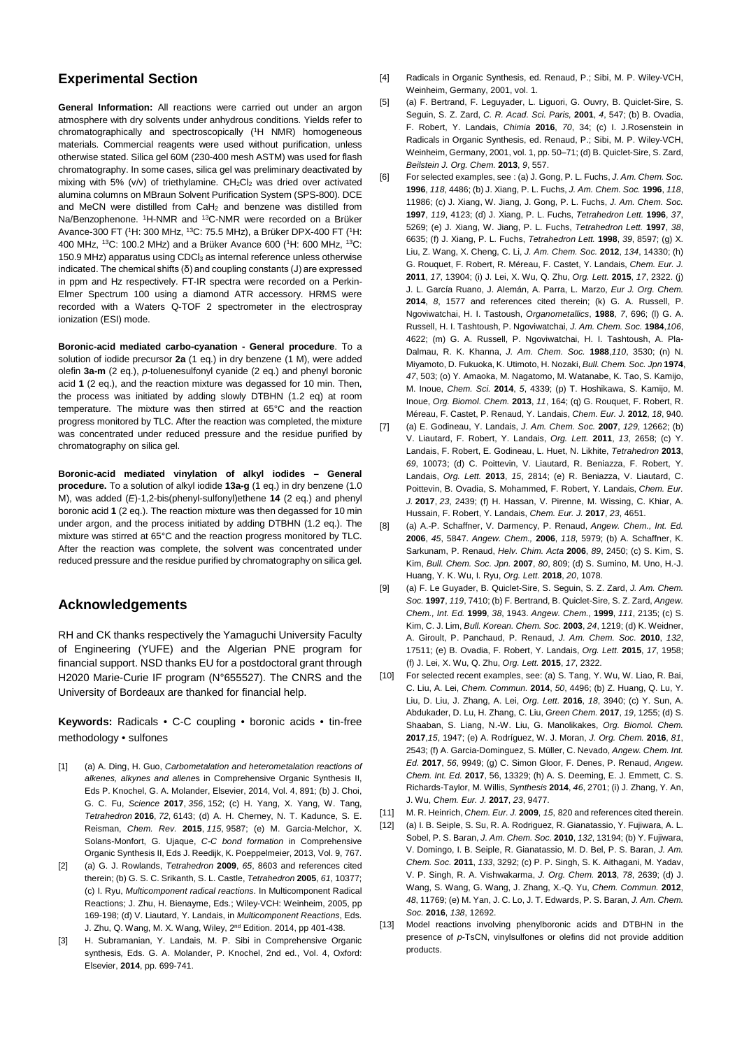## Experimental Section

**General Information:** All reactions were carried out under an argon atmosphere with dry solvents under anhydrous conditions. Yields refer to chromatographically and spectroscopically ($^1$H NMR) homogeneous materials. Commercial reagents were used without purification, unless otherwise stated. Silica gel 60M (230-400 mesh ASTM) was used for flash chromatography. In some cases, silica gel was preliminary deactivated by mixing with 5% (v/v) of triethylamine. $CH_2Cl_2$ was dried over activated alumina columns on MBraun Solvent Purification System (SPS-800). DCE and MeCN were distilled from $CaH_2$ and benzene was distilled from Na/Benzophenone. $^1$H-NMR and $^{13}$C-NMR were recorded on a Brüker Avance-300 FT ($^1$H: 300 MHz, $^{13}$C: 75.5 MHz), a Brüker DPX-400 FT ($^1$H: 400 MHz, $^{13}$C: 100.2 MHz) and a Brüker Avance 600 ($^1$H: 600 MHz, $^{13}$C: 150.9 MHz) apparatus using $CDCl_3$ as internal reference unless otherwise indicated. The chemical shifts (δ) and coupling constants (J) are expressed in ppm and Hz respectively. FT-IR spectra were recorded on a Perkin-Elmer Spectrum 100 using a diamond ATR accessory. HRMS were recorded with a Waters Q-TOF 2 spectrometer in the electrospray ionization (ESI) mode.

**Boronic-acid mediated carbo-cyanation - General procedure**. To a solution of iodide precursor **2a** (1 eq.) in dry benzene (1 M), were added olefin **3a-m** (2 eq.), *p*-toluenesulfonyl cyanide (2 eq.) and phenyl boronic acid **1** (2 eq.), and the reaction mixture was degassed for 10 min. Then, the process was initiated by adding slowly DTBHN (1.2 eq) at room temperature. The mixture was then stirred at 65°C and the reaction progress monitored by TLC. After the reaction was completed, the mixture was concentrated under reduced pressure and the residue purified by chromatography on silica gel.

**Boronic-acid mediated vinylation of alkyl iodides – General procedure.** To a solution of alkyl iodide **13a-g** (1 eq.) in dry benzene (1.0 M), was added (*E*)-1,2-bis(phenyl-sulfonyl)ethene **14** (2 eq.) and phenyl boronic acid **1** (2 eq.). The reaction mixture was then degassed for 10 min under argon, and the process initiated by adding DTBHN (1.2 eq.). The mixture was stirred at 65°C and the reaction progress monitored by TLC. After the reaction was complete, the solvent was concentrated under reduced pressure and the residue purified by chromatography on silica gel.

## Acknowledgements

RH and CK thanks respectively the Yamaguchi University Faculty of Engineering (YUFE) and the Algerian PNE program for financial support. NSD thanks EU for a postdoctoral grant through H2020 Marie-Curie IF program (N°655527). The CNRS and the University of Bordeaux are thanked for financial help.

**Keywords:** Radicals • C-C coupling • boronic acids • tin-free methodology • sulfones

[1] (a) A. Ding, H. Guo, *Carbometalation and heterometalation reactions of alkenes, alkynes and allenes* in Comprehensive Organic Synthesis II, Eds P. Knochel, G. A. Molander, Elsevier, 2014, Vol. 4, 891; (b) J. Choi, G. C. Fu, *Science* **2017**, *356*, 152; (c) H. Yang, X. Yang, W. Tang, *Tetrahedron* **2016**, *72*, 6143; (d) A. H. Cherney, N. T. Kadunce, S. E. Reisman, *Chem. Rev.* **2015**, *115*, 9587; (e) M. Garcia-Melchor, X. Solans-Monfort, G. Ujaque, *C-C bond formation* in Comprehensive Organic Synthesis II, Eds J. Reedijk, K. Poeppelmeier, 2013, Vol. 9, 767.

[2] (a) G. J. Rowlands, *Tetrahedron* **2009**, *65*, 8603 and references cited therein; (b) G. S. C. Srikanth, S. L. Castle, *Tetrahedron* **2005**, *61*, 10377; (c) I. Ryu, *Multicomponent radical reactions*. In Multicomponent Radical Reactions; J. Zhu, H. Bienayme, Eds.; Wiley-VCH: Weinheim, 2005, pp 169-198; (d) V. Liautard, Y. Landais, in *Multicomponent Reactions*, Eds. J. Zhu, Q. Wang, M. X. Wang, Wiley, 2nd Edition. 2014, pp 401-438.

[3] H. Subramanian, Y. Landais, M. P. Sibi in Comprehensive Organic synthesis, Eds. G. A. Molander, P. Knochel, 2nd ed., Vol. 4, Oxford: Elsevier, **2014**, pp. 699-741.

[4] Radicals in Organic Synthesis, ed. Renaud, P.; Sibi, M. P. Wiley-VCH, Weinheim, Germany, 2001, vol. 1.

[5] (a) F. Bertrand, F. Leguyader, L. Liguori, G. Ouvry, B. Quiclet-Sire, S. Seguin, S. Z. Zard, *C. R. Acad. Sci. Paris,* **2001**, *4*, 547; (b) B. Ovadia, F. Robert, Y. Landais, *Chimia* **2016**, *70*, 34; (c) I. J.Rosenstein in Radicals in Organic Synthesis, ed. Renaud, P.; Sibi, M. P. Wiley-VCH, Weinheim, Germany, 2001, vol. 1, pp. 50–71; (d) B. Quiclet-Sire, S. Zard, *Beilstein J. Org. Chem.* **2013**, *9*, 557.

[6] For selected examples, see : (a) J. Gong, P. L. Fuchs, *J. Am. Chem. Soc.* **1996**, *118*, 4486; (b) J. Xiang, P. L. Fuchs, *J. Am. Chem. Soc.* **1996**, *118*, 11986; (c) J. Xiang, W. Jiang, J. Gong, P. L. Fuchs, *J. Am. Chem. Soc.* **1997**, *119*, 4123; (d) J. Xiang, P. L. Fuchs, *Tetrahedron Lett.* **1996**, *37*, 5269; (e) J. Xiang, W. Jiang, P. L. Fuchs, *Tetrahedron Lett.* **1997**, *38*, 6635; (f) J. Xiang, P. L. Fuchs, *Tetrahedron Lett.* **1998**, *39*, 8597; (g) X. Liu, Z. Wang, X. Cheng, C. Li, *J. Am. Chem. Soc.* **2012**, *134*, 14330; (h) G. Rouquet, F. Robert, R. Méreau, F. Castet, Y. Landais, *Chem. Eur. J.* **2011**, *17*, 13904; (i) J. Lei, X. Wu, Q. Zhu, *Org. Lett.* **2015**, *17*, 2322. (j) J. L. García Ruano, J. Alemán, A. Parra, L. Marzo, *Eur J. Org. Chem.* **2014**, *8*, 1577 and references cited therein; (k) G. A. Russell, P. Ngoviwatchai, H. I. Tastoush, *Organometallics*, **1988**, *7*, 696; (l) G. A. Russell, H. I. Tashtoush, P. Ngoviwatchai, *J. Am. Chem. Soc.* **1984**,*106*, 4622; (m) G. A. Russell, P. Ngoviwatchai, H. I. Tashtoush, A. Pla-Dalmau, R. K. Khanna, *J. Am. Chem. Soc.* **1988**,*110*, 3530; (n) N. Miyamoto, D. Fukuoka, K. Utimoto, H. Nozaki, *Bull. Chem. Soc. Jpn* **1974**, *47*, 503; (o) Y. Amaoka, M. Nagatomo, M. Watanabe, K. Tao, S. Kamijo, M. Inoue, *Chem. Sci.* **2014**, *5*, 4339; (p) T. Hoshikawa, S. Kamijo, M. Inoue, *Org. Biomol. Chem.* **2013**, *11*, 164; (q) G. Rouquet, F. Robert, R. Méreau, F. Castet, P. Renaud, Y. Landais, *Chem. Eur. J.* **2012**, *18*, 940.

[7] (a) E. Godineau, Y. Landais, *J. Am. Chem. Soc.* **2007**, *129*, 12662; (b) V. Liautard, F. Robert, Y. Landais, *Org. Lett.* **2011**, *13*, 2658; (c) Y. Landais, F. Robert, E. Godineau, L. Huet, N. Likhite, *Tetrahedron* **2013**, *69*, 10073; (d) C. Poittevin, V. Liautard, R. Beniazza, F. Robert, Y. Landais, *Org. Lett.* **2013**, *15*, 2814; (e) R. Beniazza, V. Liautard, C. Poittevin, B. Ovadia, S. Mohammed, F. Robert, Y. Landais, *Chem. Eur. J.* **2017**, *23*, 2439; (f) H. Hassan, V. Pirenne, M. Wissing, C. Khiar, A. Hussain, F. Robert, Y. Landais, *Chem. Eur. J.* **2017**, *23*, 4651.

[8] (a) A.-P. Schaffner, V. Darmency, P. Renaud, *Angew. Chem., Int. Ed.* **2006**, *45*, 5847. *Angew. Chem.,* **2006**, *118*, 5979; (b) A. Schaffner, K. Sarkunam, P. Renaud, *Helv. Chim. Acta* **2006**, *89*, 2450; (c) S. Kim, S. Kim, *Bull. Chem. Soc. Jpn.* **2007**, *80*, 809; (d) S. Sumino, M. Uno, H.-J. Huang, Y. K. Wu, I. Ryu, *Org. Lett.* **2018**, *20*, 1078.

[9] (a) F. Le Guyader, B. Quiclet-Sire, S. Seguin, S. Z. Zard, *J. Am. Chem. Soc.* **1997**, *119*, 7410; (b) F. Bertrand, B. Quiclet-Sire, S. Z. Zard, *Angew. Chem., Int. Ed.* **1999**, *38*, 1943. *Angew. Chem.,* **1999**, *111*, 2135; (c) S. Kim, C. J. Lim, *Bull. Korean. Chem. Soc.* **2003**, *24*, 1219; (d) K. Weidner, A. Giroult, P. Panchaud, P. Renaud, *J. Am. Chem. Soc.* **2010**, *132*, 17511; (e) B. Ovadia, F. Robert, Y. Landais, *Org. Lett.* **2015**, *17*, 1958; (f) J. Lei, X. Wu, Q. Zhu, *Org. Lett.* **2015**, *17*, 2322.

[10] For selected recent examples, see: (a) S. Tang, Y. Wu, W. Liao, R. Bai, C. Liu, A. Lei, *Chem. Commun.* **2014**, *50*, 4496; (b) Z. Huang, Q. Lu, Y. Liu, D. Liu, J. Zhang, A. Lei, *Org. Lett.* **2016**, *18*, 3940; (c) Y. Sun, A. Abdukader, D. Lu, H. Zhang, C. Liu, *Green Chem.* **2017**, *19*, 1255; (d) S. Shaaban, S. Liang, N.-W. Liu, G. Manolikakes, *Org. Biomol. Chem.* **2017**,*15*, 1947; (e) A. Rodríguez, W. J. Moran, *J. Org. Chem.* **2016**, *81*, 2543; (f) A. Garcia-Dominguez, S. Müller, C. Nevado, *Angew. Chem. Int. Ed.* **2017**, *56*, 9949; (g) C. Simon Gloor, F. Denes, P. Renaud, *Angew. Chem. Int. Ed.* **2017**, 56, 13329; (h) A. S. Deeming, E. J. Emmett, C. S. Richards-Taylor, M. Willis, *Synthesis* **2014**, *46*, 2701; (i) J. Zhang, Y. An, J. Wu, *Chem. Eur. J.* **2017**, *23*, 9477.

[11] M. R. Heinrich, *Chem. Eur. J.* **2009**, *15*, 820 and references cited therein.

[12] (a) I. B. Seiple, S. Su, R. A. Rodriguez, R. Gianatassio, Y. Fujiwara, A. L. Sobel, P. S. Baran, *J. Am. Chem. Soc.* **2010**, *132*, 13194; (b) Y. Fujiwara, V. Domingo, I. B. Seiple, R. Gianatassio, M. D. Bel, P. S. Baran, *J. Am. Chem. Soc.* **2011**, *133*, 3292; (c) P. P. Singh, S. K. Aithagani, M. Yadav, V. P. Singh, R. A. Vishwakarma, *J. Org. Chem.* **2013**, *78*, 2639; (d) J. Wang, S. Wang, G. Wang, J. Zhang, X.-Q. Yu, *Chem. Commun.* **2012**, *48*, 11769; (e) M. Yan, J. C. Lo, J. T. Edwards, P. S. Baran, *J. Am. Chem. Soc.* **2016**, *138*, 12692.

[13] Model reactions involving phenylboronic acids and DTBHN in the presence of *p*-TsCN, vinylsulfones or olefins did not provide addition products.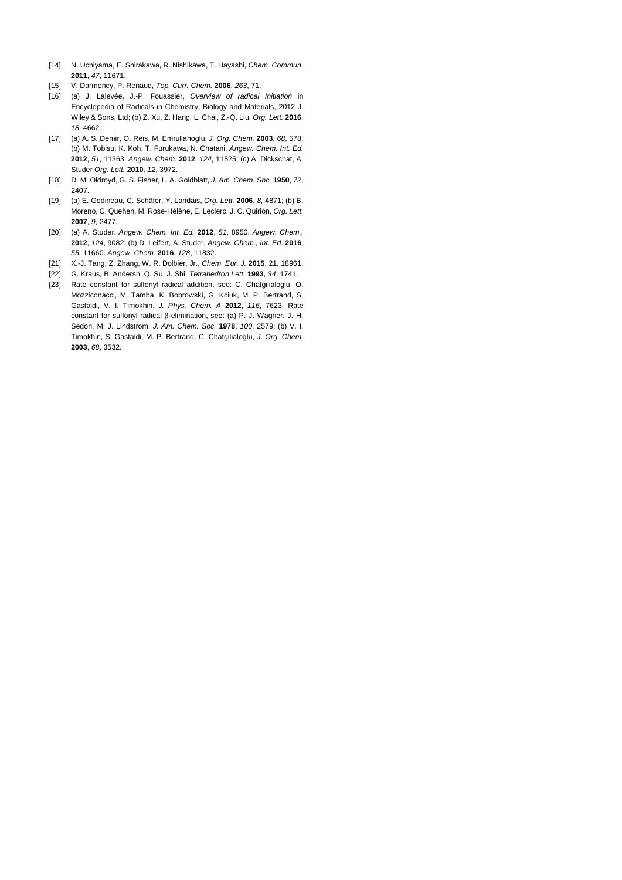[14] N. Uchiyama, E. Shirakawa, R. Nishikawa, T. Hayashi, *Chem. Commun.* **2011**, *47*, 11671.

[15] V. Darmency, P. Renaud, *Top. Curr. Chem.* **2006**, *263*, 71.

[16] (a) J. Lalevée, J.-P. Fouassier, *Overview of radical Initiation* in Encyclopedia of Radicals in Chemistry, Biology and Materials, 2012 J. Wiley & Sons, Ltd; (b) Z. Xu, Z. Hang, L. Chai, Z.-Q. Liu, *Org. Lett.* **2016**, *18*, 4662.

[17] (a) A. S. Demir, O. Reis, M. Emrullahoglu, *J. Org. Chem.* **2003**, *68*, 578; (b) M. Tobisu, K. Koh, T. Furukawa, N. Chatani, *Angew. Chem. Int. Ed.* **2012**, *51*, 11363. *Angew. Chem.* **2012**, *124*, 11525; (c) A. Dickschat, A. Studer *Org. Lett.* **2010**, *12*, 3972.

[18] D. M. Oldroyd, G. S. Fisher, L. A. Goldblatt, *J. Am. Chem. Soc.* **1950**, *72*, 2407.

[19] (a) E. Godineau, C. Schäfer, Y. Landais, *Org. Lett.* **2006**, *8*, 4871; (b) B. Moreno, C. Quehen, M. Rose-Hélène, E. Leclerc, J. C. Quirion, *Org. Lett.* **2007**, *9*, 2477.

[20] (a) A. Studer, *Angew. Chem. Int. Ed.* **2012**, *51*, 8950. *Angew. Chem.,* **2012**, *124*, 9082; (b) D. Leifert, A. Studer, *Angew. Chem., Int. Ed.* **2016**, *55*, 11660. *Angew. Chem.* **2016**, *128*, 11832.

[21] X.-J. Tang, Z. Zhang, W. R. Dolbier, Jr., *Chem. Eur. J.* **2015**, 21, 18961.

[22] G. Kraus, B. Andersh, Q. Su, J. Shi, *Tetrahedron Lett.* **1993**, *34*, 1741.

[23] Rate constant for sulfonyl radical addition, see: C. Chatgilialoglu, O. Mozziconacci, M. Tamba, K. Bobrowski, G. Kciuk, M. P. Bertrand, S. Gastaldi, V. I. Timokhin, *J. Phys. Chem. A* **2012**, *116*, 7623. Rate constant for sulfonyl radical β-elimination, see: (a) P. J. Wagner, J. H. Sedon, M. J. Lindstrom, *J. Am. Chem. Soc.* **1978**, *100*, 2579; (b) V. I. Timokhin, S. Gastaldi, M. P. Bertrand, C. Chatgilialoglu, *J. Org. Chem.* **2003**, *68*, 3532.